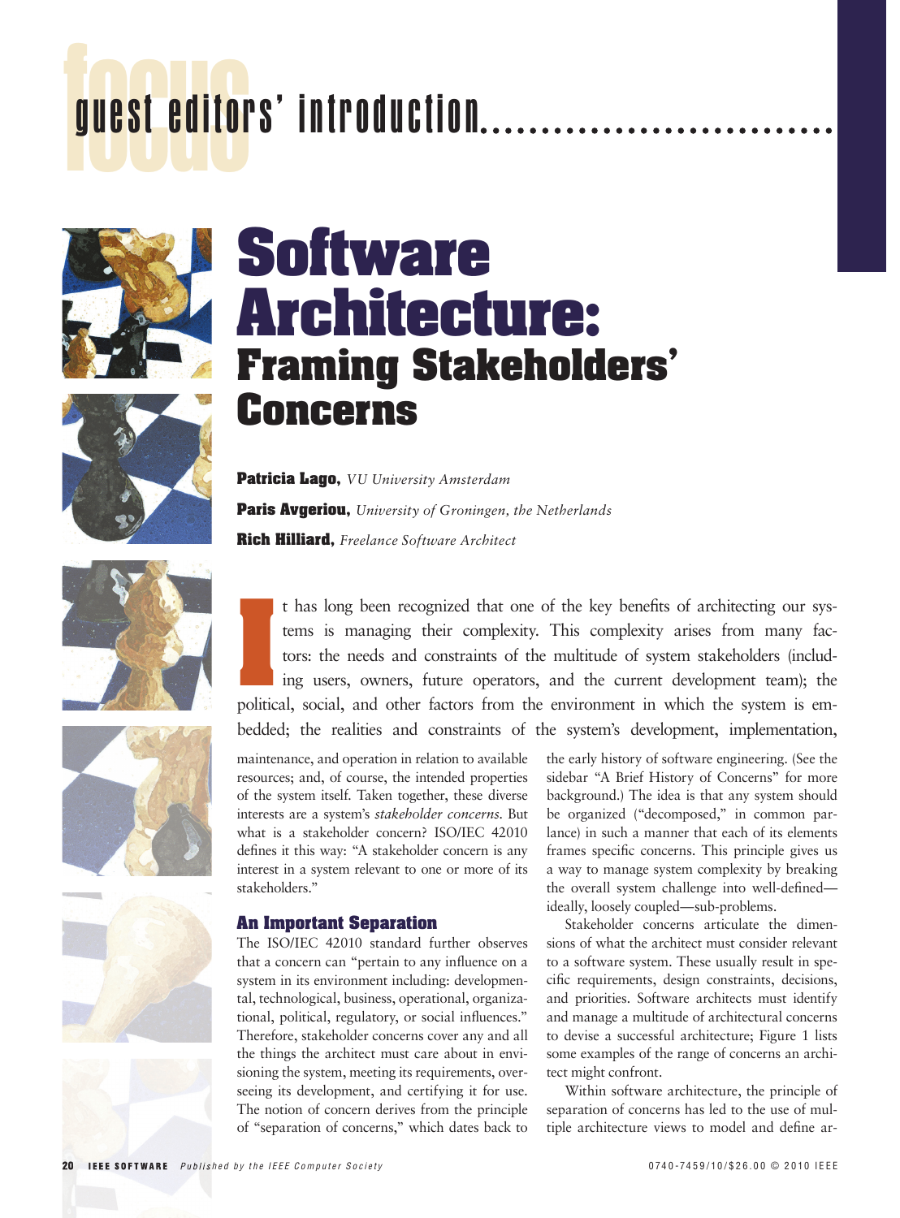guest editors' introduction

# Software Architecture: Framing Stakeholders' Concerns

**Patricia Lago,** *VU University Amsterdam*

**Paris Avgeriou,** *University of Groningen, the Netherlands*

**Rich Hilliard,** *Freelance Software Architect*

It has long been recognized that one of the key benefits of architecting our systems is managing their complexity. This complexity arises from many factors: the needs and constraints of the multitude of system stakeholders (including users, owners, future operators, and the current development team); the political, social, and other factors from the environment in which the system is embedded; the realities and constraints of the system's development, implementation, maintenance, and operation in relation to available resources; and, of course, the intended properties of the system itself. Taken together, these diverse interests are a system's *stakeholder concerns*. But what is a stakeholder concern? ISO/IEC 42010 defines it this way: "A stakeholder concern is any interest in a system relevant to one or more of its stakeholders."

## An Important Separation

The ISO/IEC 42010 standard further observes that a concern can "pertain to any influence on a system in its environment including: developmental, technological, business, operational, organizational, political, regulatory, or social influences." Therefore, stakeholder concerns cover any and all the things the architect must care about in envisioning the system, meeting its requirements, overseeing its development, and certifying it for use. The notion of concern derives from the principle of "separation of concerns," which dates back to the early history of software engineering. (See the sidebar "A Brief History of Concerns" for more background.) The idea is that any system should be organized ("decomposed," in common parlance) in such a manner that each of its elements frames specific concerns. This principle gives us a way to manage system complexity by breaking the overall system challenge into well-defined—ideally, loosely coupled—sub-problems.

Stakeholder concerns articulate the dimensions of what the architect must consider relevant to a software system. These usually result in specific requirements, design constraints, decisions, and priorities. Software architects must identify and manage a multitude of architectural concerns to devise a successful architecture; Figure 1 lists some examples of the range of concerns an architect might confront.

Within software architecture, the principle of separation of concerns has led to the use of multiple architecture views to model and define ar-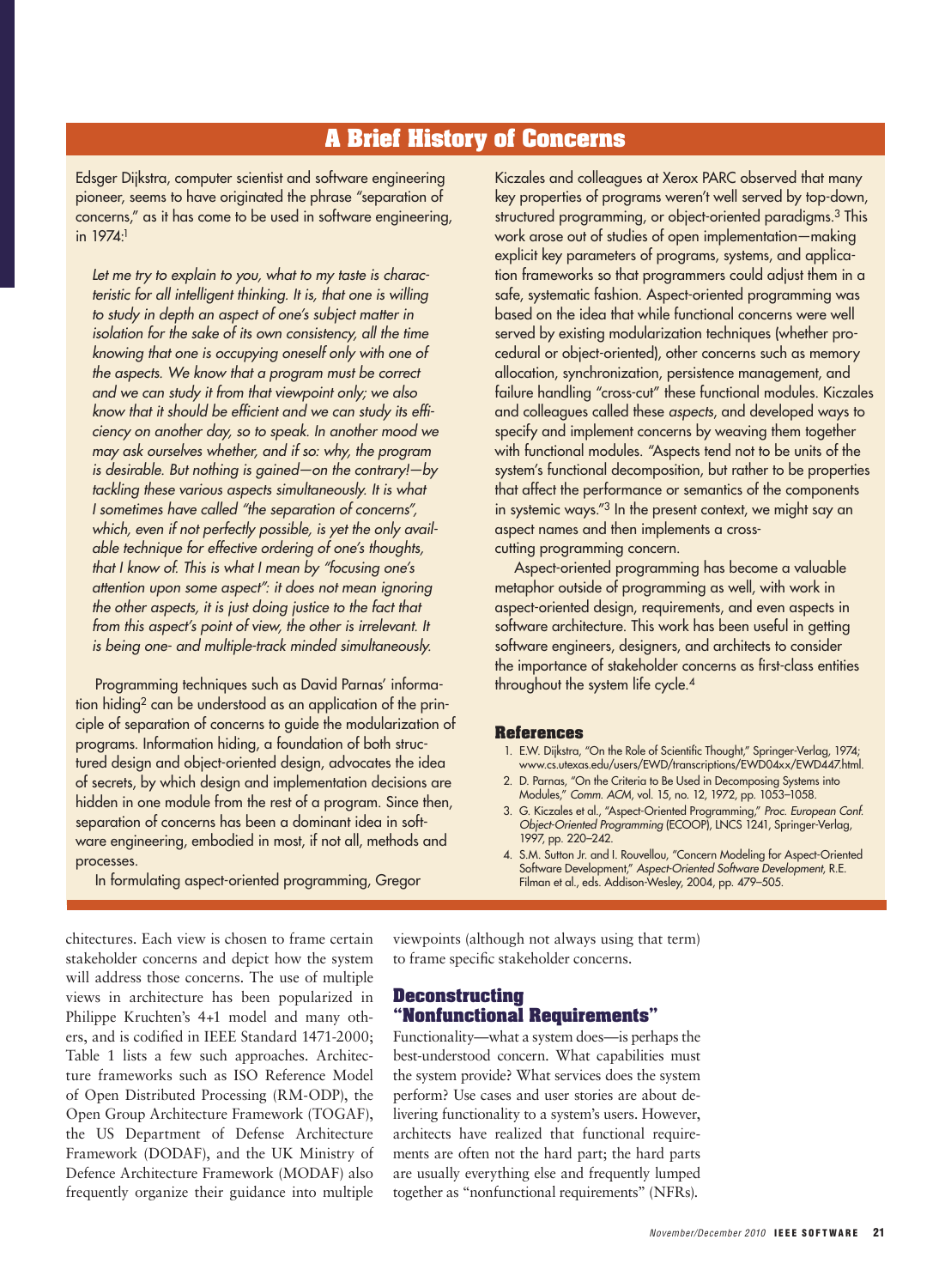## A Brief History of Concerns

Edsger Dijkstra, computer scientist and software engineering pioneer, seems to have originated the phrase "separation of concerns," as it has come to be used in software engineering, in 1974:[1]

> *Let me try to explain to you, what to my taste is characteristic for all intelligent thinking. It is, that one is willing to study in depth an aspect of one's subject matter in isolation for the sake of its own consistency, all the time knowing that one is occupying oneself only with one of the aspects. We know that a program must be correct and we can study it from that viewpoint only; we also know that it should be efficient and we can study its efficiency on another day, so to speak. In another mood we may ask ourselves whether, and if so: why, the program is desirable. But nothing is gained—on the contrary!—by tackling these various aspects simultaneously. It is what I sometimes have called "the separation of concerns", which, even if not perfectly possible, is yet the only available technique for effective ordering of one's thoughts, that I know of. This is what I mean by "focusing one's attention upon some aspect": it does not mean ignoring the other aspects, it is just doing justice to the fact that from this aspect's point of view, the other is irrelevant. It is being one- and multiple-track minded simultaneously.*

Programming techniques such as David Parnas' information hiding[2] can be understood as an application of the principle of separation of concerns to guide the modularization of programs. Information hiding, a foundation of both structured design and object-oriented design, advocates the idea of secrets, by which design and implementation decisions are hidden in one module from the rest of a program. Since then, separation of concerns has been a dominant idea in software engineering, embodied in most, if not all, methods and processes.

In formulating aspect-oriented programming, Gregor Kiczales and colleagues at Xerox PARC observed that many key properties of programs weren't well served by top-down, structured programming, or object-oriented paradigms.[3] This work arose out of studies of open implementation—making explicit key parameters of programs, systems, and application frameworks so that programmers could adjust them in a safe, systematic fashion. Aspect-oriented programming was based on the idea that while functional concerns were well served by existing modularization techniques (whether procedural or object-oriented), other concerns such as memory allocation, synchronization, persistence management, and failure handling "cross-cut" these functional modules. Kiczales and colleagues called these *aspects*, and developed ways to specify and implement concerns by weaving them together with functional modules. "Aspects tend not to be units of the system's functional decomposition, but rather to be properties that affect the performance or semantics of the components in systemic ways."[3] In the present context, we might say an aspect names and then implements a cross-cutting programming concern.

Aspect-oriented programming has become a valuable metaphor outside of programming as well, with work in aspect-oriented design, requirements, and even aspects in software architecture. This work has been useful in getting software engineers, designers, and architects to consider the importance of stakeholder concerns as first-class entities throughout the system life cycle.[4]

### References

1. E.W. Dijkstra, "On the Role of Scientific Thought," Springer-Verlag, 1974; www.cs.utexas.edu/users/EWD/transcriptions/EWD04xx/EWD447.html.
2. D. Parnas, "On the Criteria to Be Used in Decomposing Systems into Modules," *Comm. ACM*, vol. 15, no. 12, 1972, pp. 1053–1058.
3. G. Kiczales et al., "Aspect-Oriented Programming," *Proc. European Conf. Object-Oriented Programming* (ECOOP), LNCS 1241, Springer-Verlag, 1997, pp. 220–242.
4. S.M. Sutton Jr. and I. Rouvellou, "Concern Modeling for Aspect-Oriented Software Development," *Aspect-Oriented Software Development*, R.E. Filman et al., eds. Addison-Wesley, 2004, pp. 479–505.

---

chitectures. Each view is chosen to frame certain stakeholder concerns and depict how the system will address those concerns. The use of multiple views in architecture has been popularized in Philippe Kruchten's 4+1 model and many others, and is codified in IEEE Standard 1471-2000; Table 1 lists a few such approaches. Architecture frameworks such as ISO Reference Model of Open Distributed Processing (RM-ODP), the Open Group Architecture Framework (TOGAF), the US Department of Defense Architecture Framework (DODAF), and the UK Ministry of Defence Architecture Framework (MODAF) also frequently organize their guidance into multiple viewpoints (although not always using that term) to frame specific stakeholder concerns.

## Deconstructing "Nonfunctional Requirements"

Functionality—what a system does—is perhaps the best-understood concern. What capabilities must the system provide? What services does the system perform? Use cases and user stories are about delivering functionality to a system's users. However, architects have realized that functional requirements are often not the hard part; the hard parts are usually everything else and frequently lumped together as "nonfunctional requirements" (NFRs).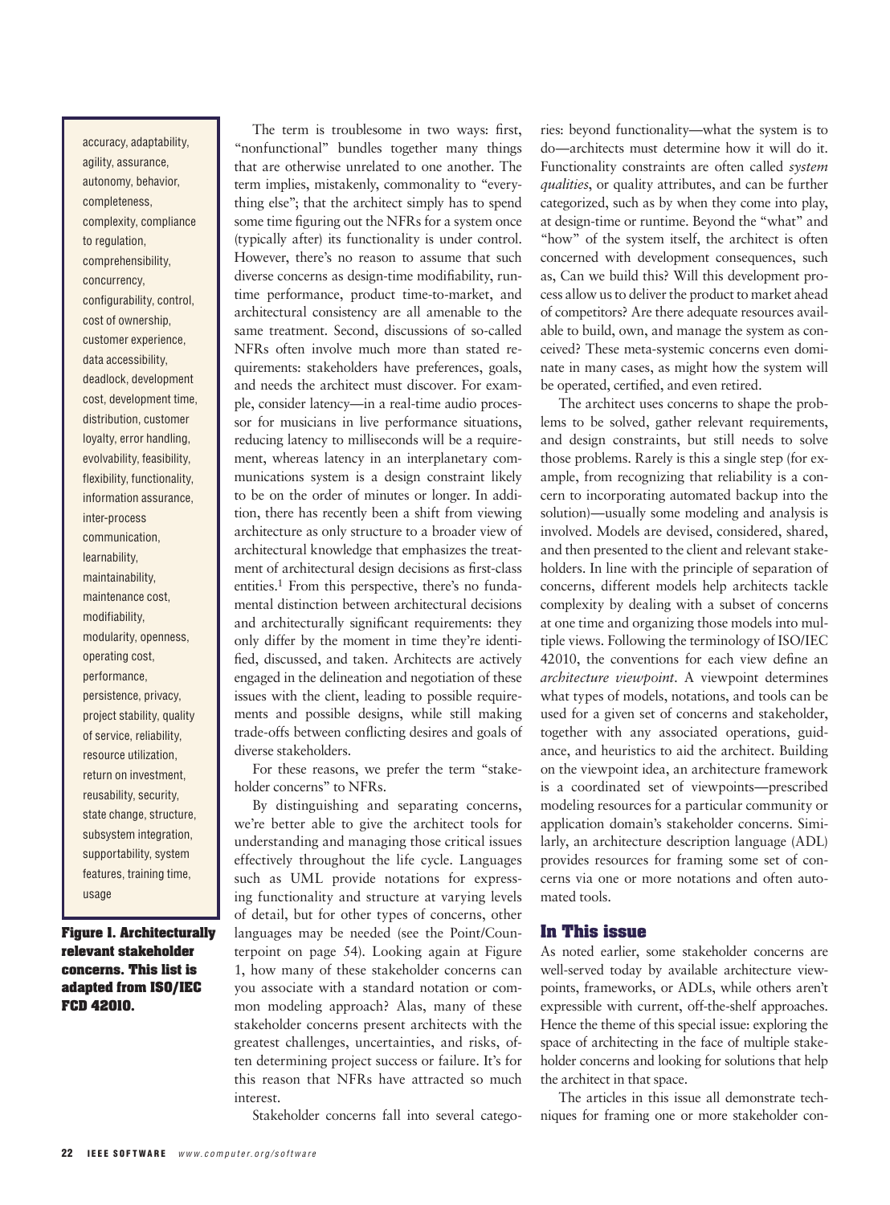accuracy, adaptability, agility, assurance, autonomy, behavior, completeness, complexity, compliance to regulation, comprehensibility, concurrency, configurability, control, cost of ownership, customer experience, data accessibility, deadlock, development cost, development time, distribution, customer loyalty, error handling, evolvability, feasibility, flexibility, functionality, information assurance, inter-process communication, learnability, maintainability, maintenance cost, modifiability, modularity, openness, operating cost, performance, persistence, privacy, project stability, quality of service, reliability, resource utilization, return on investment, reusability, security, state change, structure, subsystem integration, supportability, system features, training time, usage

**Figure 1. Architecturally relevant stakeholder concerns. This list is adapted from ISO/IEC FCD 42010.**

The term is troublesome in two ways: first, "nonfunctional" bundles together many things that are otherwise unrelated to one another. The term implies, mistakenly, commonality to "everything else"; that the architect simply has to spend some time figuring out the NFRs for a system once (typically after) its functionality is under control. However, there's no reason to assume that such diverse concerns as design-time modifiability, runtime performance, product time-to-market, and architectural consistency are all amenable to the same treatment. Second, discussions of so-called NFRs often involve much more than stated requirements: stakeholders have preferences, goals, and needs the architect must discover. For example, consider latency—in a real-time audio processor for musicians in live performance situations, reducing latency to milliseconds will be a requirement, whereas latency in an interplanetary communications system is a design constraint likely to be on the order of minutes or longer. In addition, there has recently been a shift from viewing architecture as only structure to a broader view of architectural knowledge that emphasizes the treatment of architectural design decisions as first-class entities.[1] From this perspective, there's no fundamental distinction between architectural decisions and architecturally significant requirements: they only differ by the moment in time they're identified, discussed, and taken. Architects are actively engaged in the delineation and negotiation of these issues with the client, leading to possible requirements and possible designs, while still making trade-offs between conflicting desires and goals of diverse stakeholders.

For these reasons, we prefer the term "stakeholder concerns" to NFRs.

By distinguishing and separating concerns, we're better able to give the architect tools for understanding and managing those critical issues effectively throughout the life cycle. Languages such as UML provide notations for expressing functionality and structure at varying levels of detail, but for other types of concerns, other languages may be needed (see the Point/Counterpoint on page 54). Looking again at Figure 1, how many of these stakeholder concerns can you associate with a standard notation or common modeling approach? Alas, many of these stakeholder concerns present architects with the greatest challenges, uncertainties, and risks, often determining project success or failure. It's for this reason that NFRs have attracted so much interest.

Stakeholder concerns fall into several categories: beyond functionality—what the system is to do—architects must determine how it will do it. Functionality constraints are often called *system qualities*, or quality attributes, and can be further categorized, such as by when they come into play, at design-time or runtime. Beyond the "what" and "how" of the system itself, the architect is often concerned with development consequences, such as, Can we build this? Will this development process allow us to deliver the product to market ahead of competitors? Are there adequate resources available to build, own, and manage the system as conceived? These meta-systemic concerns even dominate in many cases, as might how the system will be operated, certified, and even retired.

The architect uses concerns to shape the problems to be solved, gather relevant requirements, and design constraints, but still needs to solve those problems. Rarely is this a single step (for example, from recognizing that reliability is a concern to incorporating automated backup into the solution)—usually some modeling and analysis is involved. Models are devised, considered, shared, and then presented to the client and relevant stakeholders. In line with the principle of separation of concerns, different models help architects tackle complexity by dealing with a subset of concerns at one time and organizing those models into multiple views. Following the terminology of ISO/IEC 42010, the conventions for each view define an *architecture viewpoint*. A viewpoint determines what types of models, notations, and tools can be used for a given set of concerns and stakeholder, together with any associated operations, guidance, and heuristics to aid the architect. Building on the viewpoint idea, an architecture framework is a coordinated set of viewpoints—prescribed modeling resources for a particular community or application domain's stakeholder concerns. Similarly, an architecture description language (ADL) provides resources for framing some set of concerns via one or more notations and often automated tools.

## In This issue

As noted earlier, some stakeholder concerns are well-served today by available architecture viewpoints, frameworks, or ADLs, while others aren't expressible with current, off-the-shelf approaches. Hence the theme of this special issue: exploring the space of architecting in the face of multiple stakeholder concerns and looking for solutions that help the architect in that space.

The articles in this issue all demonstrate techniques for framing one or more stakeholder con-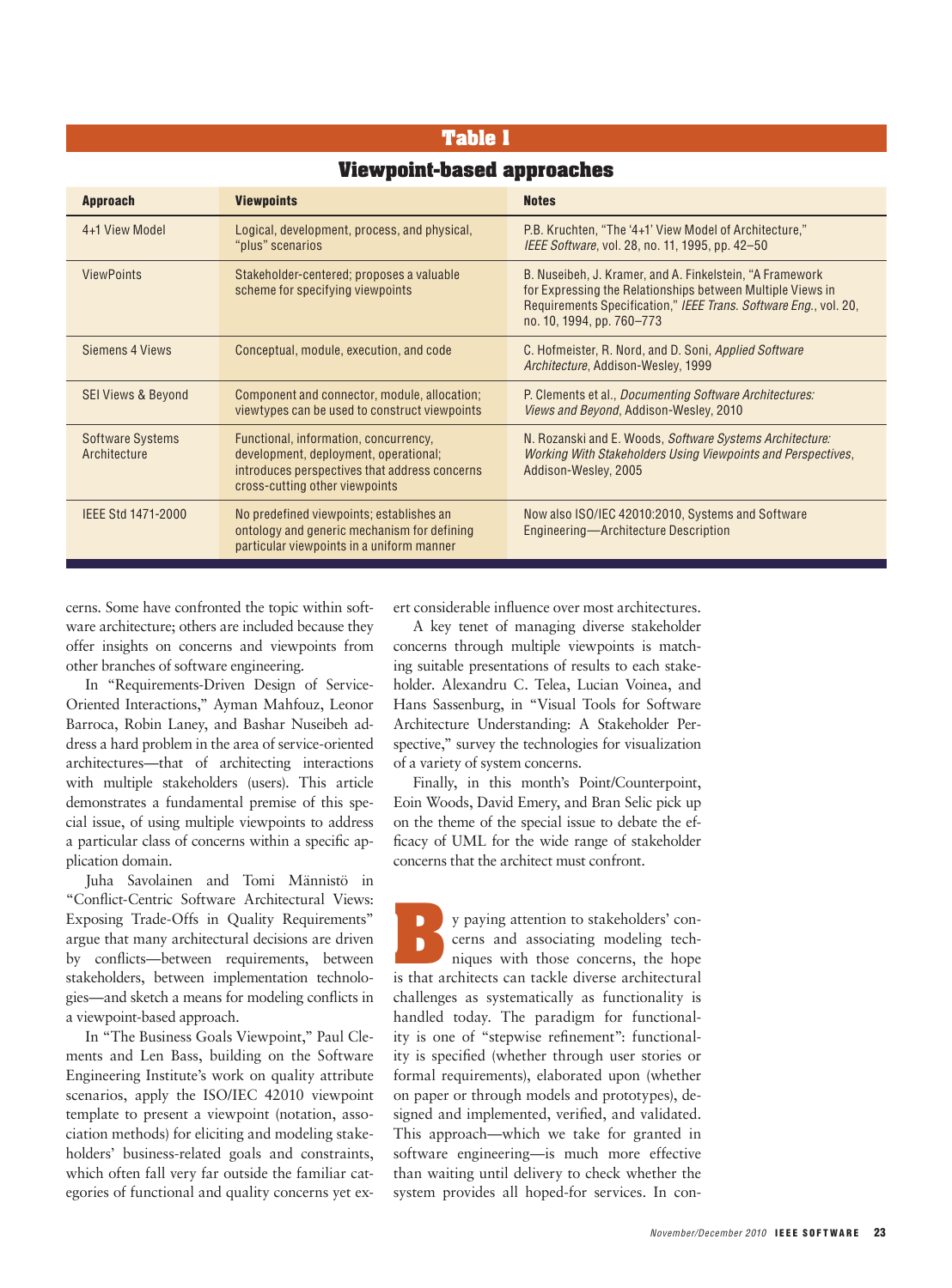## Table 1

### Viewpoint-based approaches

| Approach | Viewpoints | Notes |
|---|---|---|
| 4+1 View Model | Logical, development, process, and physical, "plus" scenarios | P.B. Kruchten, "The '4+1' View Model of Architecture," *IEEE Software*, vol. 28, no. 11, 1995, pp. 42–50 |
| ViewPoints | Stakeholder-centered; proposes a valuable scheme for specifying viewpoints | B. Nuseibeh, J. Kramer, and A. Finkelstein, "A Framework for Expressing the Relationships between Multiple Views in Requirements Specification," *IEEE Trans. Software Eng.*, vol. 20, no. 10, 1994, pp. 760–773 |
| Siemens 4 Views | Conceptual, module, execution, and code | C. Hofmeister, R. Nord, and D. Soni, *Applied Software Architecture*, Addison-Wesley, 1999 |
| SEI Views & Beyond | Component and connector, module, allocation; viewtypes can be used to construct viewpoints | P. Clements et al., *Documenting Software Architectures: Views and Beyond*, Addison-Wesley, 2010 |
| Software Systems Architecture | Functional, information, concurrency, development, deployment, operational; introduces perspectives that address concerns cross-cutting other viewpoints | N. Rozanski and E. Woods, *Software Systems Architecture: Working With Stakeholders Using Viewpoints and Perspectives*, Addison-Wesley, 2005 |
| IEEE Std 1471-2000 | No predefined viewpoints; establishes an ontology and generic mechanism for defining particular viewpoints in a uniform manner | Now also ISO/IEC 42010:2010, Systems and Software Engineering—Architecture Description |

cerns. Some have confronted the topic within software architecture; others are included because they offer insights on concerns and viewpoints from other branches of software engineering.

In "Requirements-Driven Design of Service-Oriented Interactions," Ayman Mahfouz, Leonor Barroca, Robin Laney, and Bashar Nuseibeh address a hard problem in the area of service-oriented architectures—that of architecting interactions with multiple stakeholders (users). This article demonstrates a fundamental premise of this special issue, of using multiple viewpoints to address a particular class of concerns within a specific application domain.

Juha Savolainen and Tomi Männistö in "Conflict-Centric Software Architectural Views: Exposing Trade-Offs in Quality Requirements" argue that many architectural decisions are driven by conflicts—between requirements, between stakeholders, between implementation technologies—and sketch a means for modeling conflicts in a viewpoint-based approach.

In "The Business Goals Viewpoint," Paul Clements and Len Bass, building on the Software Engineering Institute's work on quality attribute scenarios, apply the ISO/IEC 42010 viewpoint template to present a viewpoint (notation, association methods) for eliciting and modeling stakeholders' business-related goals and constraints, which often fall very far outside the familiar categories of functional and quality concerns yet exert considerable influence over most architectures.

A key tenet of managing diverse stakeholder concerns through multiple viewpoints is matching suitable presentations of results to each stakeholder. Alexandru C. Telea, Lucian Voinea, and Hans Sassenburg, in "Visual Tools for Software Architecture Understanding: A Stakeholder Perspective," survey the technologies for visualization of a variety of system concerns.

Finally, in this month's Point/Counterpoint, Eoin Woods, David Emery, and Bran Selic pick up on the theme of the special issue to debate the efficacy of UML for the wide range of stakeholder concerns that the architect must confront.

By paying attention to stakeholders' concerns and associating modeling techniques with those concerns, the hope is that architects can tackle diverse architectural challenges as systematically as functionality is handled today. The paradigm for functionality is one of "stepwise refinement": functionality is specified (whether through user stories or formal requirements), elaborated upon (whether on paper or through models and prototypes), designed and implemented, verified, and validated. This approach—which we take for granted in software engineering—is much more effective than waiting until delivery to check whether the system provides all hoped-for services. In con-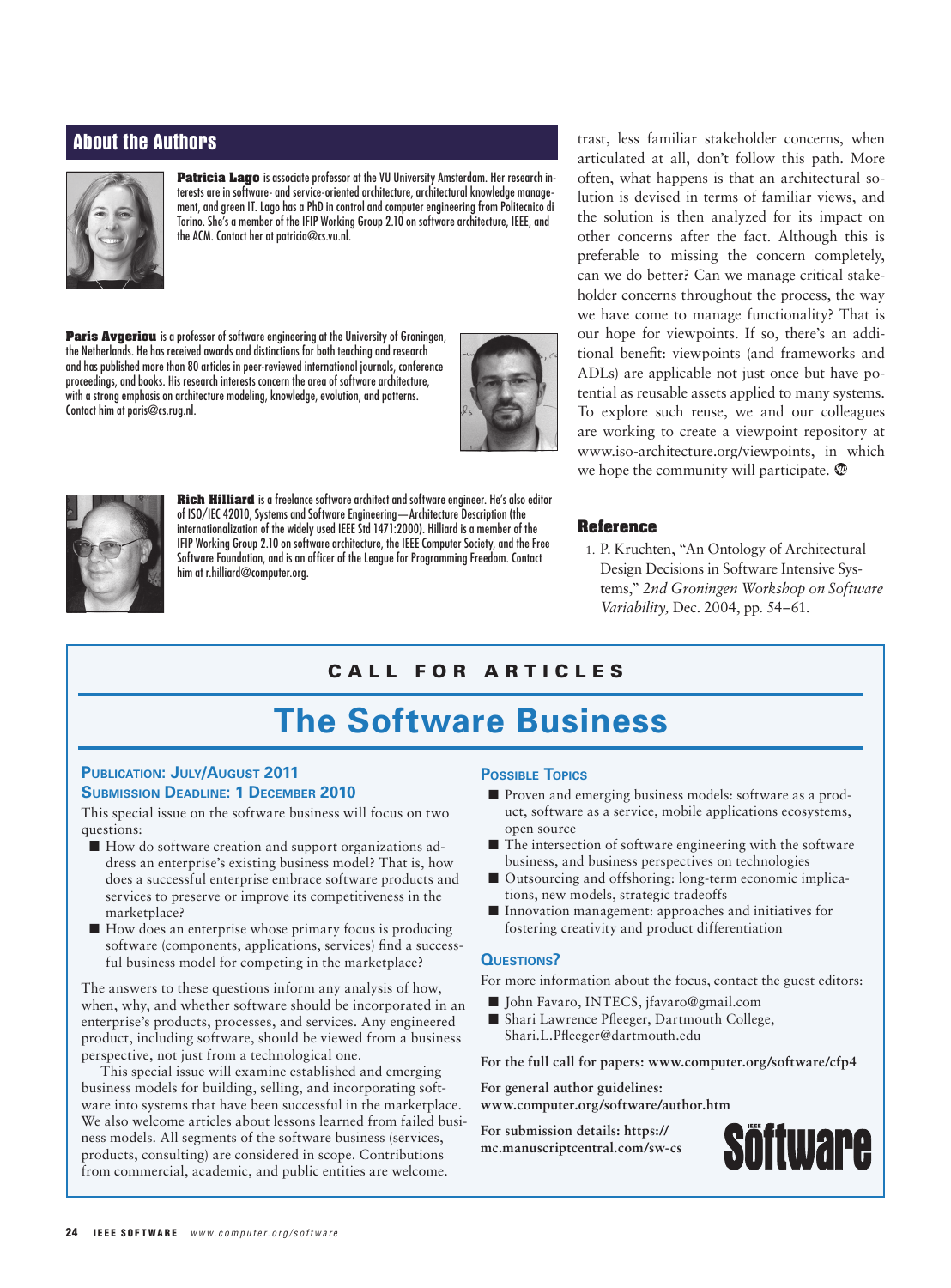trast, less familiar stakeholder concerns, when articulated at all, don't follow this path. More often, what happens is that an architectural solution is devised in terms of familiar views, and the solution is then analyzed for its impact on other concerns after the fact. Although this is preferable to missing the concern completely, can we do better? Can we manage critical stakeholder concerns throughout the process, the way we have come to manage functionality? That is our hope for viewpoints. If so, there's an additional benefit: viewpoints (and frameworks and ADLs) are applicable not just once but have potential as reusable assets applied to many systems. To explore such reuse, we and our colleagues are working to create a viewpoint repository at www.iso-architecture.org/viewpoints, in which we hope the community will participate.

## Reference

1. P. Kruchten, "An Ontology of Architectural Design Decisions in Software Intensive Systems," *2nd Groningen Workshop on Software Variability,* Dec. 2004, pp. 54–61.

## About the Authors

**Patricia Lago** is associate professor at the VU University Amsterdam. Her research interests are in software- and service-oriented architecture, architectural knowledge management, and green IT. Lago has a PhD in control and computer engineering from Politecnico di Torino. She's a member of the IFIP Working Group 2.10 on software architecture, IEEE, and the ACM. Contact her at patricia@cs.vu.nl.

**Paris Avgeriou** is a professor of software engineering at the University of Groningen, the Netherlands. He has received awards and distinctions for both teaching and research and has published more than 80 articles in peer-reviewed international journals, conference proceedings, and books. His research interests concern the area of software architecture, with a strong emphasis on architecture modeling, knowledge, evolution, and patterns. Contact him at paris@cs.rug.nl.

**Rich Hilliard** is a freelance software architect and software engineer. He's also editor of ISO/IEC 42010, Systems and Software Engineering—Architecture Description (the internationalization of the widely used IEEE Std 1471:2000). Hilliard is a member of the IFIP Working Group 2.10 on software architecture, the IEEE Computer Society, and the Free Software Foundation, and is an officer of the League for Programming Freedom. Contact him at r.hilliard@computer.org.

---

**CALL FOR ARTICLES**

# The Software Business

**Publication: July/August 2011**
**Submission Deadline: 1 December 2010**

This special issue on the software business will focus on two questions:

- How do software creation and support organizations address an enterprise's existing business model? That is, how does a successful enterprise embrace software products and services to preserve or improve its competitiveness in the marketplace?
- How does an enterprise whose primary focus is producing software (components, applications, services) find a successful business model for competing in the marketplace?

The answers to these questions inform any analysis of how, when, why, and whether software should be incorporated in an enterprise's products, processes, and services. Any engineered product, including software, should be viewed from a business perspective, not just from a technological one.

This special issue will examine established and emerging business models for building, selling, and incorporating software into systems that have been successful in the marketplace. We also welcome articles about lessons learned from failed business models. All segments of the software business (services, products, consulting) are considered in scope. Contributions from commercial, academic, and public entities are welcome.

**Possible Topics**

- Proven and emerging business models: software as a product, software as a service, mobile applications ecosystems, open source
- The intersection of software engineering with the software business, and business perspectives on technologies
- Outsourcing and offshoring: long-term economic implications, new models, strategic tradeoffs
- Innovation management: approaches and initiatives for fostering creativity and product differentiation

**Questions?**

For more information about the focus, contact the guest editors:

- John Favaro, INTECS, jfavaro@gmail.com
- Shari Lawrence Pfleeger, Dartmouth College, Shari.L.Pfleeger@dartmouth.edu

**For the full call for papers: www.computer.org/software/cfp4**

**For general author guidelines: www.computer.org/software/author.htm**

**For submission details: https://mc.manuscriptcentral.com/sw-cs**

IEEE Software